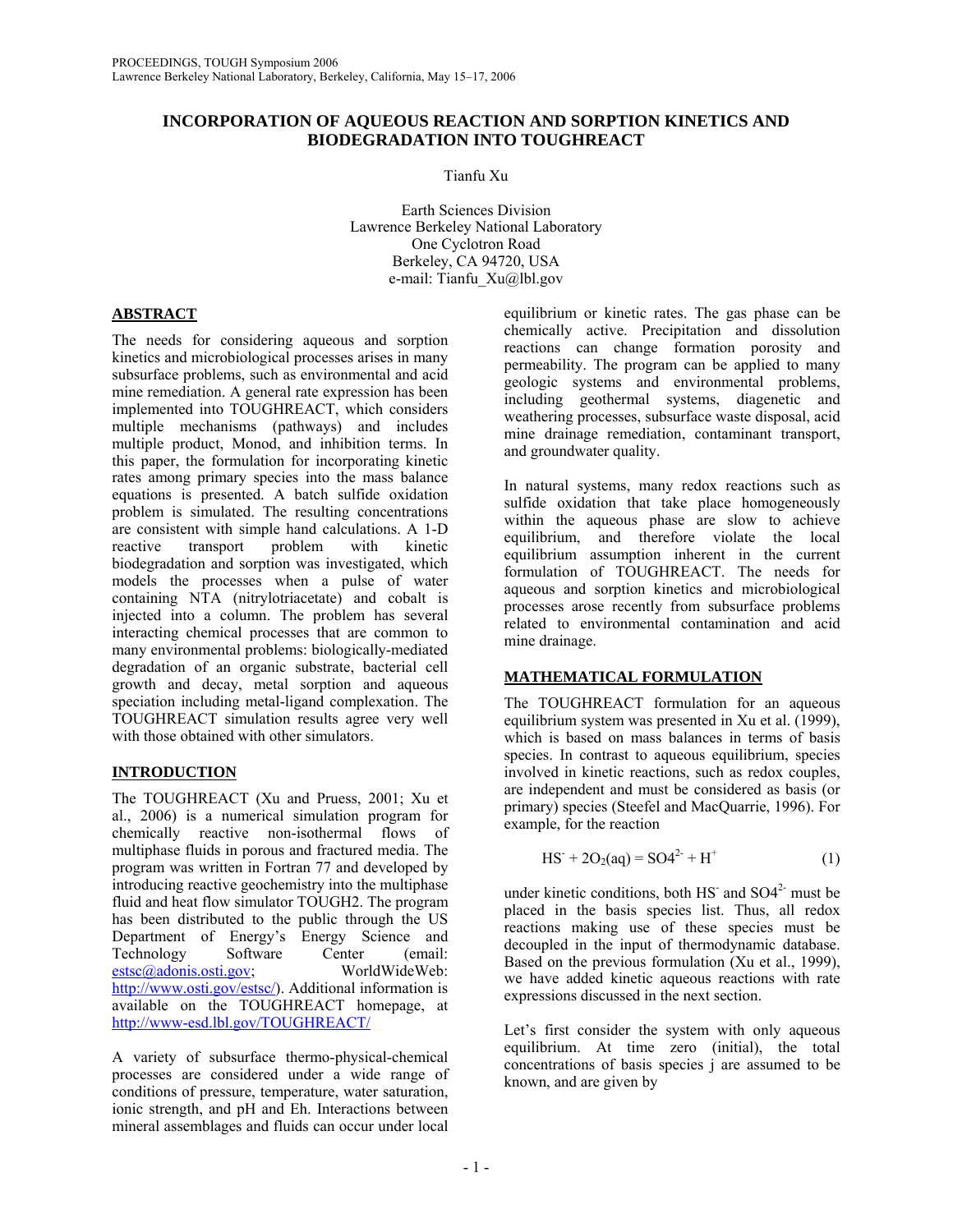# INCORPORATION OF AQUEOUS REACTION AND SORPTION KINETICS AND BIODEGRADATION INTO TOUGHREACT

Tianfu Xu

Earth Sciences Division
Lawrence Berkeley National Laboratory
One Cyclotron Road
Berkeley, CA 94720, USA
e-mail: Tianfu_Xu@lbl.gov

## ABSTRACT

The needs for considering aqueous and sorption kinetics and microbiological processes arises in many subsurface problems, such as environmental and acid mine remediation. A general rate expression has been implemented into TOUGHREACT, which considers multiple mechanisms (pathways) and includes multiple product, Monod, and inhibition terms. In this paper, the formulation for incorporating kinetic rates among primary species into the mass balance equations is presented. A batch sulfide oxidation problem is simulated. The resulting concentrations are consistent with simple hand calculations. A 1-D reactive transport problem with kinetic biodegradation and sorption was investigated, which models the processes when a pulse of water containing NTA (nitrylotriacetate) and cobalt is injected into a column. The problem has several interacting chemical processes that are common to many environmental problems: biologically-mediated degradation of an organic substrate, bacterial cell growth and decay, metal sorption and aqueous speciation including metal-ligand complexation. The TOUGHREACT simulation results agree very well with those obtained with other simulators.

## INTRODUCTION

The TOUGHREACT (Xu and Pruess, 2001; Xu et al., 2006) is a numerical simulation program for chemically reactive non-isothermal flows of multiphase fluids in porous and fractured media. The program was written in Fortran 77 and developed by introducing reactive geochemistry into the multiphase fluid and heat flow simulator TOUGH2. The program has been distributed to the public through the US Department of Energy's Energy Science and Technology Software Center (email: estsc@adonis.osti.gov; WorldWideWeb: http://www.osti.gov/estsc/). Additional information is available on the TOUGHREACT homepage, at http://www-esd.lbl.gov/TOUGHREACT/

A variety of subsurface thermo-physical-chemical processes are considered under a wide range of conditions of pressure, temperature, water saturation, ionic strength, and pH and Eh. Interactions between mineral assemblages and fluids can occur under local equilibrium or kinetic rates. The gas phase can be chemically active. Precipitation and dissolution reactions can change formation porosity and permeability. The program can be applied to many geologic systems and environmental problems, including geothermal systems, diagenetic and weathering processes, subsurface waste disposal, acid mine drainage remediation, contaminant transport, and groundwater quality.

In natural systems, many redox reactions such as sulfide oxidation that take place homogeneously within the aqueous phase are slow to achieve equilibrium, and therefore violate the local equilibrium assumption inherent in the current formulation of TOUGHREACT. The needs for aqueous and sorption kinetics and microbiological processes arose recently from subsurface problems related to environmental contamination and acid mine drainage.

## MATHEMATICAL FORMULATION

The TOUGHREACT formulation for an aqueous equilibrium system was presented in Xu et al. (1999), which is based on mass balances in terms of basis species. In contrast to aqueous equilibrium, species involved in kinetic reactions, such as redox couples, are independent and must be considered as basis (or primary) species (Steefel and MacQuarrie, 1996). For example, for the reaction

$$HS^- + 2O_2(aq) = SO4^{2-} + H^+ \tag{1}$$

under kinetic conditions, both $HS^-$ and $SO4^{2-}$ must be placed in the basis species list. Thus, all redox reactions making use of these species must be decoupled in the input of thermodynamic database. Based on the previous formulation (Xu et al., 1999), we have added kinetic aqueous reactions with rate expressions discussed in the next section.

Let's first consider the system with only aqueous equilibrium. At time zero (initial), the total concentrations of basis species j are assumed to be known, and are given by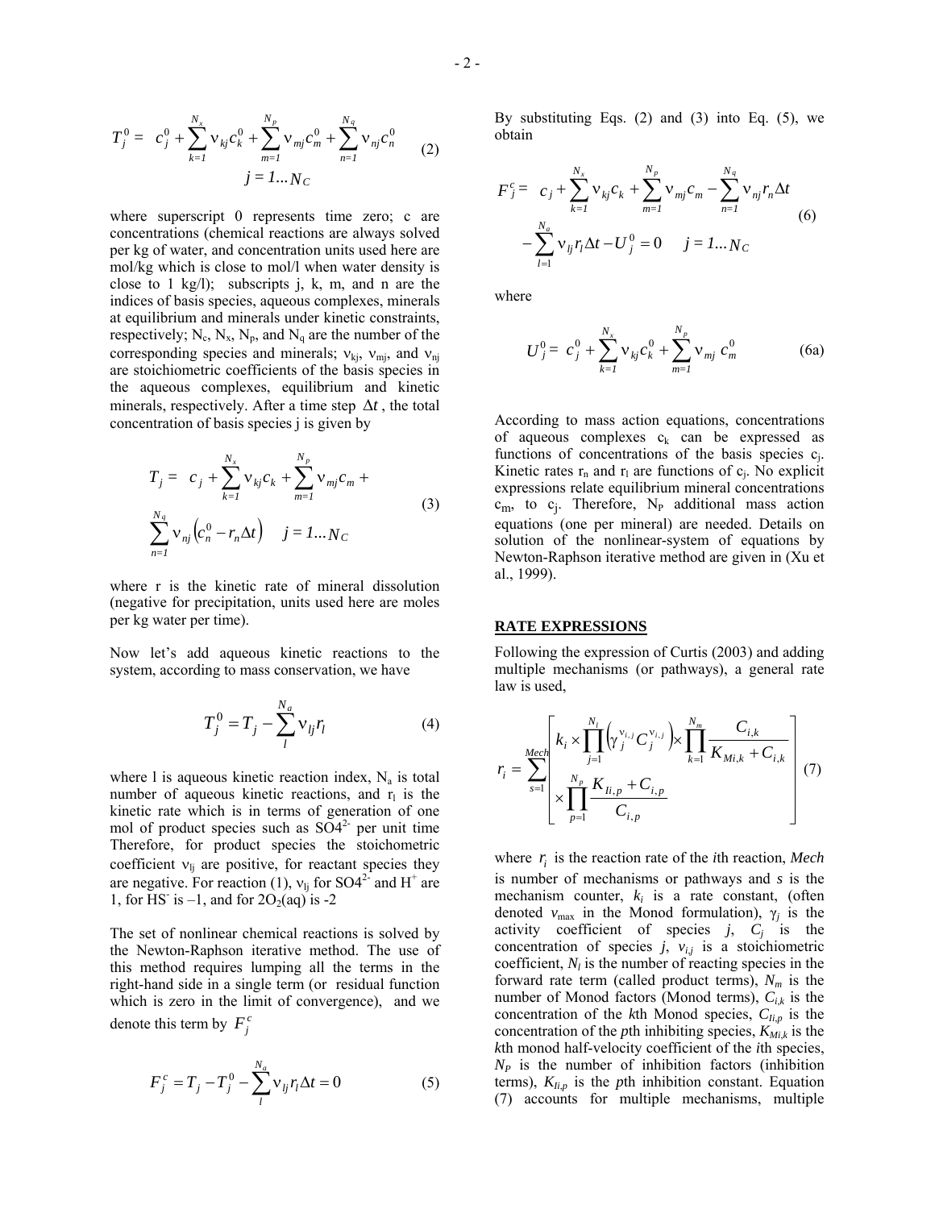$$T_j^0 = c_j^0 + \sum_{k=1}^{N_x} \nu_{kj} c_k^0 + \sum_{m=1}^{N_p} \nu_{mj} c_m^0 + \sum_{n=1}^{N_q} \nu_{nj} c_n^0 \quad (2)$$
$$j = 1 \ldots N_C$$

where superscript 0 represents time zero; c are concentrations (chemical reactions are always solved per kg of water, and concentration units used here are mol/kg which is close to mol/l when water density is close to 1 kg/l); subscripts j, k, m, and n are the indices of basis species, aqueous complexes, minerals at equilibrium and minerals under kinetic constraints, respectively; $N_c$, $N_x$, $N_p$, and $N_q$ are the number of the corresponding species and minerals; $\nu_{kj}$, $\nu_{mj}$, and $\nu_{nj}$ are stoichiometric coefficients of the basis species in the aqueous complexes, equilibrium and kinetic minerals, respectively. After a time step $\Delta t$, the total concentration of basis species j is given by

$$T_j = c_j + \sum_{k=1}^{N_x} \nu_{kj} c_k + \sum_{m=1}^{N_p} \nu_{mj} c_m + \sum_{n=1}^{N_q} \nu_{nj} \left( c_n^0 - r_n \Delta t \right) \quad j = 1 \ldots N_C \quad (3)$$

where r is the kinetic rate of mineral dissolution (negative for precipitation, units used here are moles per kg water per time).

Now let's add aqueous kinetic reactions to the system, according to mass conservation, we have

$$T_j^0 = T_j - \sum_{l}^{N_a} \nu_{lj} r_l \quad (4)$$

where l is aqueous kinetic reaction index, $N_a$ is total number of aqueous kinetic reactions, and $r_l$ is the kinetic rate which is in terms of generation of one mol of product species such as $SO4^{2-}$ per unit time Therefore, for product species the stoichometric coefficient $\nu_{lj}$ are positive, for reactant species they are negative. For reaction (1), $\nu_{lj}$ for $SO4^{2-}$ and $H^+$ are 1, for $HS^-$ is –1, and for $2O_2(aq)$ is -2

The set of nonlinear chemical reactions is solved by the Newton-Raphson iterative method. The use of this method requires lumping all the terms in the right-hand side in a single term (or residual function which is zero in the limit of convergence), and we denote this term by $F_j^c$

$$F_j^c = T_j - T_j^0 - \sum_{l}^{N_a} \nu_{lj} r_l \Delta t = 0 \quad (5)$$

By substituting Eqs. (2) and (3) into Eq. (5), we obtain

$$F_j^c = c_j + \sum_{k=1}^{N_x} \nu_{kj} c_k + \sum_{m=1}^{N_p} \nu_{mj} c_m - \sum_{n=1}^{N_q} \nu_{nj} r_n \Delta t - \sum_{l=1}^{N_a} \nu_{lj} r_l \Delta t - U_j^0 = 0 \quad j = 1 \ldots N_C \quad (6)$$

where

$$U_j^0 = c_j^0 + \sum_{k=1}^{N_x} \nu_{kj} c_k^0 + \sum_{m=1}^{N_p} \nu_{mj} c_m^0 \quad (6a)$$

According to mass action equations, concentrations of aqueous complexes $c_k$ can be expressed as functions of concentrations of the basis species $c_j$. Kinetic rates $r_n$ and $r_l$ are functions of $c_j$. No explicit expressions relate equilibrium mineral concentrations $c_m$, to $c_j$. Therefore, $N_P$ additional mass action equations (one per mineral) are needed. Details on solution of the nonlinear-system of equations by Newton-Raphson iterative method are given in (Xu et al., 1999).

## RATE EXPRESSIONS

Following the expression of Curtis (2003) and adding multiple mechanisms (or pathways), a general rate law is used,

$$r_i = \sum_{s=1}^{Mech} \left[ k_i \times \prod_{j=1}^{N_l} \left( \gamma_j^{\nu_{i,j}} C_j^{\nu_{i,j}} \right) \times \prod_{k=1}^{N_m} \frac{C_{i,k}}{K_{Mi,k} + C_{i,k}} \times \prod_{p=1}^{N_p} \frac{K_{Ii,p} + C_{i,p}}{C_{i,p}} \right] \quad (7)$$

where $r_i$ is the reaction rate of the *i*th reaction, *Mech* is number of mechanisms or pathways and *s* is the mechanism counter, $k_i$ is a rate constant, (often denoted $v_{\max}$ in the Monod formulation), $\gamma_j$ is the activity coefficient of species *j*, $C_j$ is the concentration of species *j*, $v_{i,j}$ is a stoichiometric coefficient, $N_l$ is the number of reacting species in the forward rate term (called product terms), $N_m$ is the number of Monod factors (Monod terms), $C_{i,k}$ is the concentration of the *k*th Monod species, $C_{Ii,p}$ is the concentration of the *p*th inhibiting species, $K_{Mi,k}$ is the *k*th monod half-velocity coefficient of the *i*th species, $N_P$ is the number of inhibition factors (inhibition terms), $K_{Ii,p}$ is the *p*th inhibition constant. Equation (7) accounts for multiple mechanisms, multiple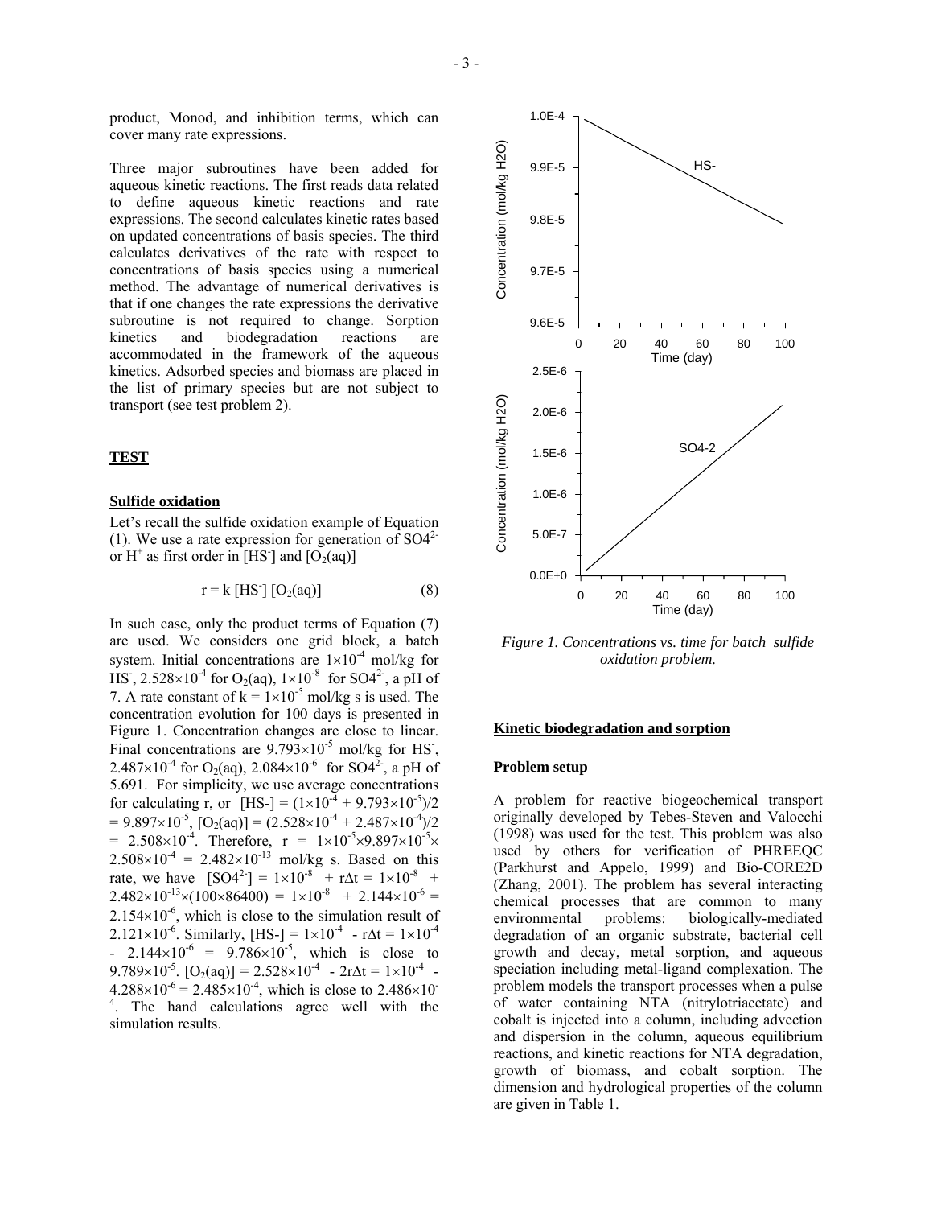product, Monod, and inhibition terms, which can cover many rate expressions.

Three major subroutines have been added for aqueous kinetic reactions. The first reads data related to define aqueous kinetic reactions and rate expressions. The second calculates kinetic rates based on updated concentrations of basis species. The third calculates derivatives of the rate with respect to concentrations of basis species using a numerical method. The advantage of numerical derivatives is that if one changes the rate expressions the derivative subroutine is not required to change. Sorption kinetics and biodegradation reactions are accommodated in the framework of the aqueous kinetics. Adsorbed species and biomass are placed in the list of primary species but are not subject to transport (see test problem 2).

## TEST

### Sulfide oxidation

Let's recall the sulfide oxidation example of Equation (1). We use a rate expression for generation of $SO4^{2-}$ or $H^+$ as first order in $[HS^-]$ and $[O_2(aq)]$

$$r = k\,[HS^-]\,[O_2(aq)] \qquad (8)$$

In such case, only the product terms of Equation (7) are used. We considers one grid block, a batch system. Initial concentrations are $1\times10^{-4}$ mol/kg for $HS^-$, $2.528\times10^{-4}$ for $O_2(aq)$, $1\times10^{-8}$ for $SO4^{2-}$, a pH of 7. A rate constant of $k = 1\times10^{-5}$ mol/kg s is used. The concentration evolution for 100 days is presented in Figure 1. Concentration changes are close to linear. Final concentrations are $9.793\times10^{-5}$ mol/kg for $HS^-$, $2.487\times10^{-4}$ for $O_2(aq)$, $2.084\times10^{-6}$ for $SO4^{2-}$, a pH of 5.691. For simplicity, we use average concentrations for calculating r, or $[HS-] = (1\times10^{-4} + 9.793\times10^{-5})/2 = 9.897\times10^{-5}$, $[O_2(aq)] = (2.528\times10^{-4} + 2.487\times10^{-4})/2 = 2.508\times10^{-4}$. Therefore, $r = 1\times10^{-5}\times9.897\times10^{-5}\times 2.508\times10^{-4} = 2.482\times10^{-13}$ mol/kg s. Based on this rate, we have $[SO4^{2-}] = 1\times10^{-8} + r\Delta t = 1\times10^{-8} + 2.482\times10^{-13}\times(100\times86400) = 1\times10^{-8} + 2.144\times10^{-6} = 2.154\times10^{-6}$, which is close to the simulation result of $2.121\times10^{-6}$. Similarly, $[HS-] = 1\times10^{-4} - r\Delta t = 1\times10^{-4} - 2.144\times10^{-6} = 9.786\times10^{-5}$, which is close to $9.789\times10^{-5}$. $[O_2(aq)] = 2.528\times10^{-4} - 2r\Delta t = 1\times10^{-4} - 4.288\times10^{-6} = 2.485\times10^{-4}$, which is close to $2.486\times10^{-4}$. The hand calculations agree well with the simulation results.

*Figure 1. Concentrations vs. time for batch sulfide oxidation problem.*

### Kinetic biodegradation and sorption

#### Problem setup

A problem for reactive biogeochemical transport originally developed by Tebes-Steven and Valocchi (1998) was used for the test. This problem was also used by others for verification of PHREEQC (Parkhurst and Appelo, 1999) and Bio-CORE2D (Zhang, 2001). The problem has several interacting chemical processes that are common to many environmental problems: biologically-mediated degradation of an organic substrate, bacterial cell growth and decay, metal sorption, and aqueous speciation including metal-ligand complexation. The problem models the transport processes when a pulse of water containing NTA (nitrylotriacetate) and cobalt is injected into a column, including advection and dispersion in the column, aqueous equilibrium reactions, and kinetic reactions for NTA degradation, growth of biomass, and cobalt sorption. The dimension and hydrological properties of the column are given in Table 1.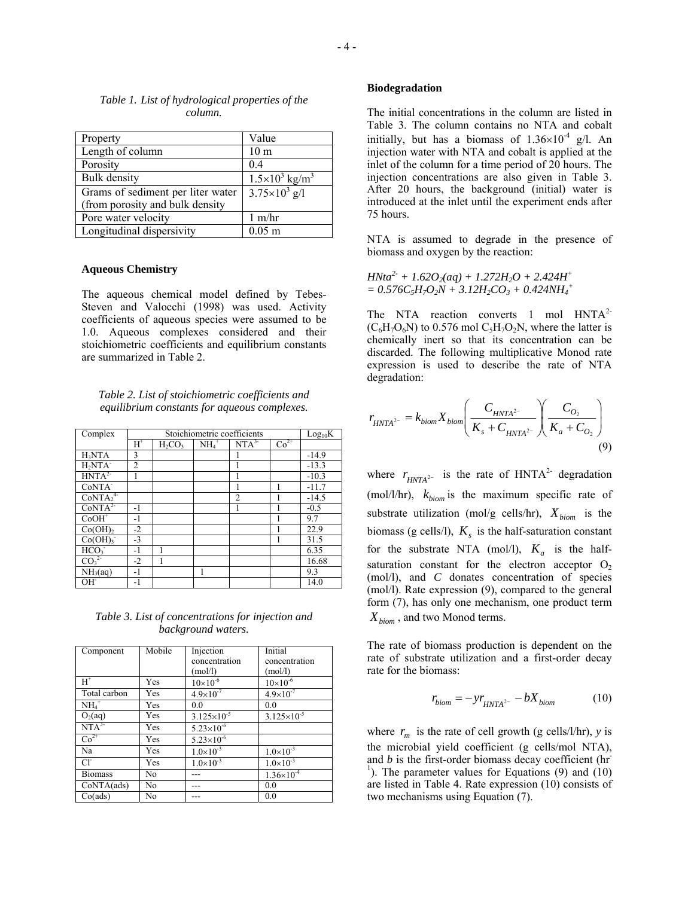*Table 1. List of hydrological properties of the column.*

| Property | Value |
| --- | --- |
| Length of column | 10 m |
| Porosity | 0.4 |
| Bulk density | $1.5\times10^3$ kg/m$^3$ |
| Grams of sediment per liter water (from porosity and bulk density | $3.75\times10^3$ g/l |
| Pore water velocity | 1 m/hr |
| Longitudinal dispersivity | 0.05 m |

### Aqueous Chemistry

The aqueous chemical model defined by Tebes-Steven and Valocchi (1998) was used. Activity coefficients of aqueous species were assumed to be 1.0. Aqueous complexes considered and their stoichiometric coefficients and equilibrium constants are summarized in Table 2.

*Table 2. List of stoichiometric coefficients and equilibrium constants for aqueous complexes.*

| Complex | Stoichiometric coefficients | | | | | $\text{Log}_{10}$K |
| --- | --- | --- | --- | --- | --- | --- |
| | $H^+$ | $H_2CO_3$ | $NH_4^+$ | $NTA^{3-}$ | $Co^{2+}$ | |
| $H_3NTA$ | 3 | | | 1 | | -14.9 |
| $H_2NTA^-$ | 2 | | | 1 | | -13.3 |
| $HNTA^{2-}$ | 1 | | | 1 | | -10.3 |
| $CoNTA^-$ | | | | 1 | 1 | -11.7 |
| $CoNTA_2^{4-}$ | | | | 2 | 1 | -14.5 |
| $CoNTA^{2-}$ | -1 | | | 1 | 1 | -0.5 |
| $CoOH^+$ | -1 | | | | 1 | 9.7 |
| $Co(OH)_2$ | -2 | | | | 1 | 22.9 |
| $Co(OH)_3^-$ | -3 | | | | 1 | 31.5 |
| $HCO_3^-$ | -1 | 1 | | | | 6.35 |
| $CO_3^{2-}$ | -2 | 1 | | | | 16.68 |
| $NH_3(aq)$ | -1 | | 1 | | | 9.3 |
| $OH^-$ | -1 | | | | | 14.0 |

*Table 3. List of concentrations for injection and background waters.*

| Component | Mobile | Injection concentration (mol/l) | Initial concentration (mol/l) |
| --- | --- | --- | --- |
| $H^+$ | Yes | $10\times10^{-6}$ | $10\times10^{-6}$ |
| Total carbon | Yes | $4.9\times10^{-7}$ | $4.9\times10^{-7}$ |
| $NH_4^+$ | Yes | 0.0 | 0.0 |
| $O_2$(aq) | Yes | $3.125\times10^{-5}$ | $3.125\times10^{-5}$ |
| $NTA^{3-}$ | Yes | $5.23\times10^{-6}$ | |
| $Co^{2+}$ | Yes | $5.23\times10^{-6}$ | |
| Na | Yes | $1.0\times10^{-3}$ | $1.0\times10^{-3}$ |
| $Cl^-$ | Yes | $1.0\times10^{-3}$ | $1.0\times10^{-3}$ |
| Biomass | No | --- | $1.36\times10^{-4}$ |
| CoNTA(ads) | No | --- | 0.0 |
| Co(ads) | No | --- | 0.0 |

### Biodegradation

The initial concentrations in the column are listed in Table 3. The column contains no NTA and cobalt initially, but has a biomass of $1.36\times10^{-4}$ g/l. An injection water with NTA and cobalt is applied at the inlet of the column for a time period of 20 hours. The injection concentrations are also given in Table 3. After 20 hours, the background (initial) water is introduced at the inlet until the experiment ends after 75 hours.

NTA is assumed to degrade in the presence of biomass and oxygen by the reaction:

$$HNta^{2-} + 1.62O_2(aq) + 1.272H_2O + 2.424H^+$$
$$= 0.576C_5H_7O_2N + 3.12H_2CO_3 + 0.424NH_4^+$$

The NTA reaction converts 1 mol $HNTA^{2-}$ ($C_6H_7O_6N$) to 0.576 mol $C_5H_7O_2N$, where the latter is chemically inert so that its concentration can be discarded. The following multiplicative Monod rate expression is used to describe the rate of NTA degradation:

$$r_{HNTA^{2-}} = k_{biom} X_{biom} \left( \frac{C_{HNTA^{2-}}}{K_s + C_{HNTA^{2-}}} \right) \left( \frac{C_{O_2}}{K_a + C_{O_2}} \right) \tag{9}$$

where $r_{HNTA^{2-}}$ is the rate of $HNTA^{2-}$ degradation (mol/l/hr), $k_{biom}$ is the maximum specific rate of substrate utilization (mol/g cells/hr), $X_{biom}$ is the biomass (g cells/l), $K_s$ is the half-saturation constant for the substrate NTA (mol/l), $K_a$ is the half-saturation constant for the electron acceptor $O_2$ (mol/l), and $C$ donates concentration of species (mol/l). Rate expression (9), compared to the general form (7), has only one mechanism, one product term $X_{biom}$, and two Monod terms.

The rate of biomass production is dependent on the rate of substrate utilization and a first-order decay rate for the biomass:

$$r_{biom} = -y r_{HNTA^{2-}} - bX_{biom} \tag{10}$$

where $r_m$ is the rate of cell growth (g cells/l/hr), $y$ is the microbial yield coefficient (g cells/mol NTA), and $b$ is the first-order biomass decay coefficient (hr$^{-1}$). The parameter values for Equations (9) and (10) are listed in Table 4. Rate expression (10) consists of two mechanisms using Equation (7).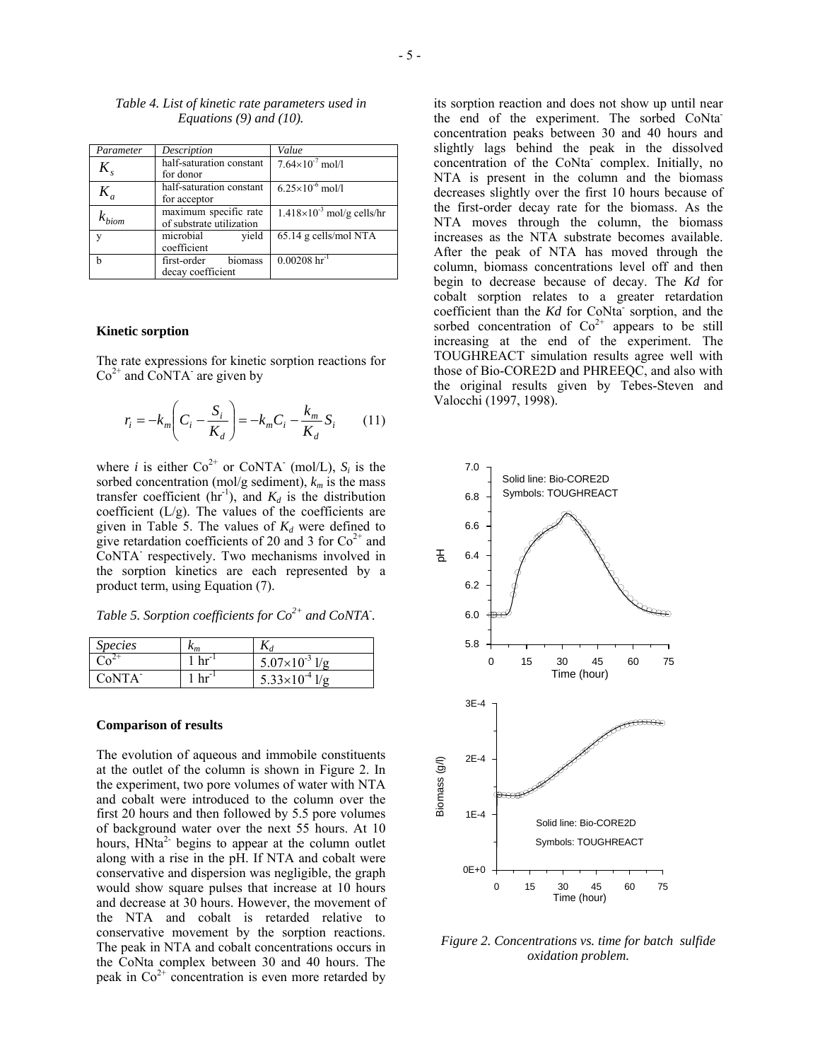*Table 4. List of kinetic rate parameters used in Equations (9) and (10).*

| Parameter | Description | Value |
|---|---|---|
| $K_s$ | half-saturation constant for donor | $7.64\times10^{-7}$ mol/l |
| $K_a$ | half-saturation constant for acceptor | $6.25\times10^{-6}$ mol/l |
| $k_{biom}$ | maximum specific rate of substrate utilization | $1.418\times10^{-3}$ mol/g cells/hr |
| y | microbial yield coefficient | 65.14 g cells/mol NTA |
| b | first-order biomass decay coefficient | 0.00208 $hr^{-1}$ |

**Kinetic sorption**

The rate expressions for kinetic sorption reactions for $Co^{2+}$ and $CoNTA^{-}$ are given by

$$r_i = -k_m\left(C_i - \frac{S_i}{K_d}\right) = -k_m C_i - \frac{k_m}{K_d} S_i \qquad (11)$$

where $i$ is either $Co^{2+}$ or $CoNTA^{-}$ (mol/L), $S_i$ is the sorbed concentration (mol/g sediment), $k_m$ is the mass transfer coefficient ($hr^{-1}$), and $K_d$ is the distribution coefficient (L/g). The values of the coefficients are given in Table 5. The values of $K_d$ were defined to give retardation coefficients of 20 and 3 for $Co^{2+}$ and $CoNTA^{-}$ respectively. Two mechanisms involved in the sorption kinetics are each represented by a product term, using Equation (7).

*Table 5. Sorption coefficients for $Co^{2+}$ and $CoNTA^{-}$.*

| Species | $k_m$ | $K_d$ |
|---|---|---|
| $Co^{2+}$ | 1 $hr^{-1}$ | $5.07\times10^{-3}$ l/g |
| $CoNTA^{-}$ | 1 $hr^{-1}$ | $5.33\times10^{-4}$ l/g |

**Comparison of results**

The evolution of aqueous and immobile constituents at the outlet of the column is shown in Figure 2. In the experiment, two pore volumes of water with NTA and cobalt were introduced to the column over the first 20 hours and then followed by 5.5 pore volumes of background water over the next 55 hours. At 10 hours, $HNta^{2-}$ begins to appear at the column outlet along with a rise in the pH. If NTA and cobalt were conservative and dispersion was negligible, the graph would show square pulses that increase at 10 hours and decrease at 30 hours. However, the movement of the NTA and cobalt is retarded relative to conservative movement by the sorption reactions. The peak in NTA and cobalt concentrations occurs in the CoNta complex between 30 and 40 hours. The peak in $Co^{2+}$ concentration is even more retarded by its sorption reaction and does not show up until near the end of the experiment. The sorbed $CoNta^{-}$ concentration peaks between 30 and 40 hours and slightly lags behind the peak in the dissolved concentration of the $CoNta^{-}$ complex. Initially, no NTA is present in the column and the biomass decreases slightly over the first 10 hours because of the first-order decay rate for the biomass. As the NTA moves through the column, the biomass increases as the NTA substrate becomes available. After the peak of NTA has moved through the column, biomass concentrations level off and then begin to decrease because of decay. The *Kd* for cobalt sorption relates to a greater retardation coefficient than the *Kd* for $CoNta^{-}$ sorption, and the sorbed concentration of $Co^{2+}$ appears to be still increasing at the end of the experiment. The TOUGHREACT simulation results agree well with those of Bio-CORE2D and PHREEQC, and also with the original results given by Tebes-Steven and Valocchi (1997, 1998).

*Figure 2. Concentrations vs. time for batch sulfide oxidation problem.*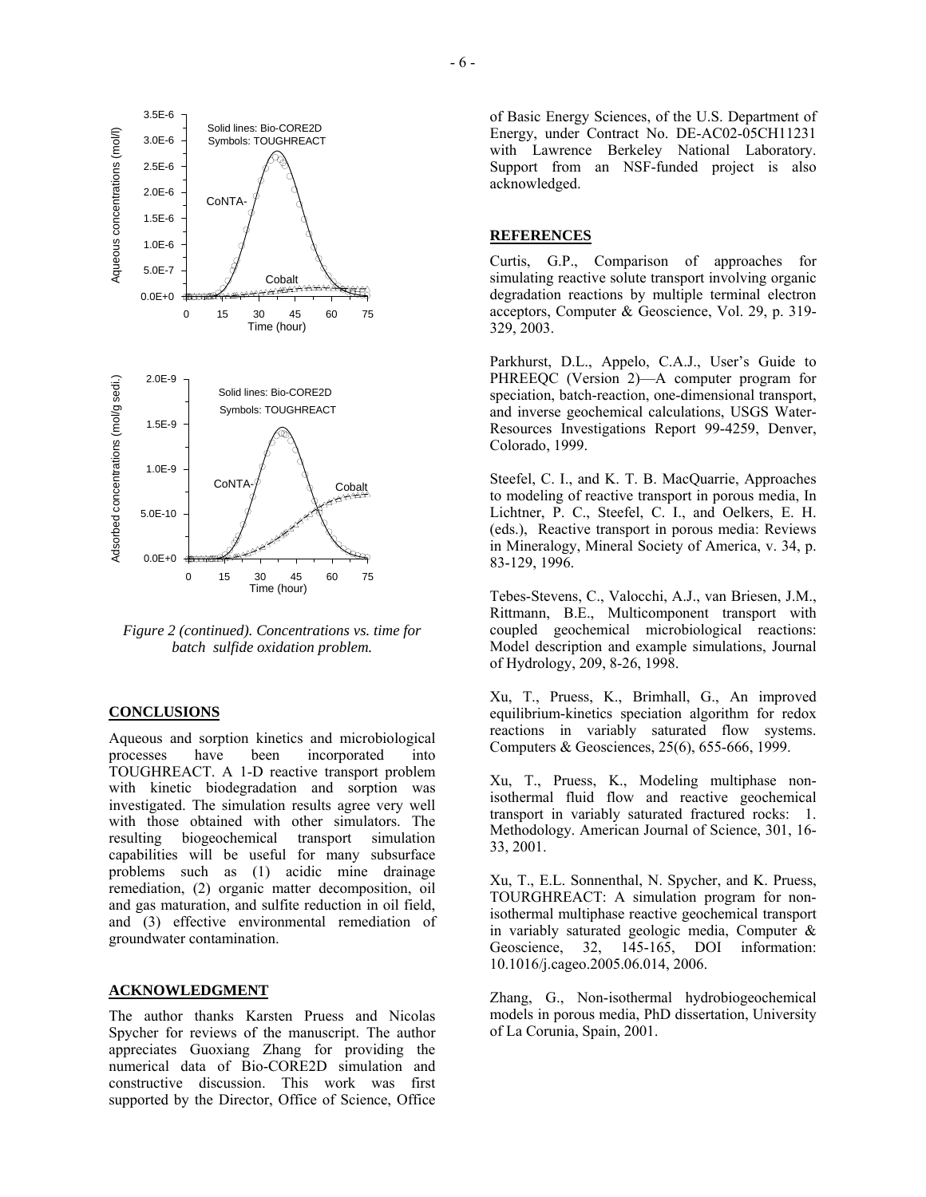Solid lines: Bio-CORE2D
Symbols: TOUGHREACT

Aqueous concentrations (mol/l)

3.5E-6
3.0E-6
2.5E-6
2.0E-6
1.5E-6
1.0E-6
5.0E-7
0.0E+0

CoNTA-

Cobalt

0 15 30 45 60 75

Time (hour)

Solid lines: Bio-CORE2D
Symbols: TOUGHREACT

Adsorbed concentrations (mol/g sedi.)

2.0E-9
1.5E-9
1.0E-9
5.0E-10
0.0E+0

CoNTA-

Cobalt

0 15 30 45 60 75

Time (hour)

*Figure 2 (continued). Concentrations vs. time for batch sulfide oxidation problem.*

## CONCLUSIONS

Aqueous and sorption kinetics and microbiological processes have been incorporated into TOUGHREACT. A 1-D reactive transport problem with kinetic biodegradation and sorption was investigated. The simulation results agree very well with those obtained with other simulators. The resulting biogeochemical transport simulation capabilities will be useful for many subsurface problems such as (1) acidic mine drainage remediation, (2) organic matter decomposition, oil and gas maturation, and sulfite reduction in oil field, and (3) effective environmental remediation of groundwater contamination.

## ACKNOWLEDGMENT

The author thanks Karsten Pruess and Nicolas Spycher for reviews of the manuscript. The author appreciates Guoxiang Zhang for providing the numerical data of Bio-CORE2D simulation and constructive discussion. This work was first supported by the Director, Office of Science, Office of Basic Energy Sciences, of the U.S. Department of Energy, under Contract No. DE-AC02-05CH11231 with Lawrence Berkeley National Laboratory. Support from an NSF-funded project is also acknowledged.

## REFERENCES

Curtis, G.P., Comparison of approaches for simulating reactive solute transport involving organic degradation reactions by multiple terminal electron acceptors, Computer & Geoscience, Vol. 29, p. 319-329, 2003.

Parkhurst, D.L., Appelo, C.A.J., User's Guide to PHREEQC (Version 2)—A computer program for speciation, batch-reaction, one-dimensional transport, and inverse geochemical calculations, USGS Water-Resources Investigations Report 99-4259, Denver, Colorado, 1999.

Steefel, C. I., and K. T. B. MacQuarrie, Approaches to modeling of reactive transport in porous media, In Lichtner, P. C., Steefel, C. I., and Oelkers, E. H. (eds.), Reactive transport in porous media: Reviews in Mineralogy, Mineral Society of America, v. 34, p. 83-129, 1996.

Tebes-Stevens, C., Valocchi, A.J., van Briesen, J.M., Rittmann, B.E., Multicomponent transport with coupled geochemical microbiological reactions: Model description and example simulations, Journal of Hydrology, 209, 8-26, 1998.

Xu, T., Pruess, K., Brimhall, G., An improved equilibrium-kinetics speciation algorithm for redox reactions in variably saturated flow systems. Computers & Geosciences, 25(6), 655-666, 1999.

Xu, T., Pruess, K., Modeling multiphase non-isothermal fluid flow and reactive geochemical transport in variably saturated fractured rocks: 1. Methodology. American Journal of Science, 301, 16-33, 2001.

Xu, T., E.L. Sonnenthal, N. Spycher, and K. Pruess, TOURGHREACT: A simulation program for non-isothermal multiphase reactive geochemical transport in variably saturated geologic media, Computer & Geoscience, 32, 145-165, DOI information: 10.1016/j.cageo.2005.06.014, 2006.

Zhang, G., Non-isothermal hydrobiogeochemical models in porous media, PhD dissertation, University of La Corunia, Spain, 2001.